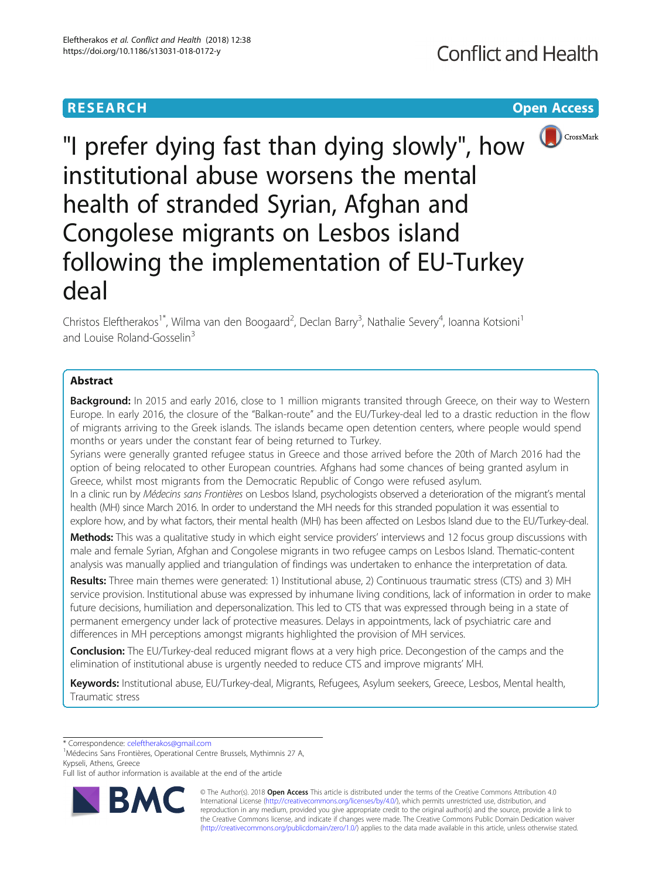RESEARCH **Open Access**

# "I prefer dying fast than dying slowly", how institutional abuse worsens the mental health of stranded Syrian, Afghan and Congolese migrants on Lesbos island following the implementation of EU-Turkey deal

Christos Eleftherakos[1*], Wilma van den Boogaard[2], Declan Barry[3], Nathalie Severy[4], Ioanna Kotsioni[1] and Louise Roland-Gosselin[3]

## Abstract

**Background:** In 2015 and early 2016, close to 1 million migrants transited through Greece, on their way to Western Europe. In early 2016, the closure of the "Balkan-route" and the EU/Turkey-deal led to a drastic reduction in the flow of migrants arriving to the Greek islands. The islands became open detention centers, where people would spend months or years under the constant fear of being returned to Turkey.

Syrians were generally granted refugee status in Greece and those arrived before the 20th of March 2016 had the option of being relocated to other European countries. Afghans had some chances of being granted asylum in Greece, whilst most migrants from the Democratic Republic of Congo were refused asylum.

In a clinic run by *Médecins sans Frontières* on Lesbos Island, psychologists observed a deterioration of the migrant's mental health (MH) since March 2016. In order to understand the MH needs for this stranded population it was essential to explore how, and by what factors, their mental health (MH) has been affected on Lesbos Island due to the EU/Turkey-deal.

**Methods:** This was a qualitative study in which eight service providers' interviews and 12 focus group discussions with male and female Syrian, Afghan and Congolese migrants in two refugee camps on Lesbos Island. Thematic-content analysis was manually applied and triangulation of findings was undertaken to enhance the interpretation of data.

**Results:** Three main themes were generated: 1) Institutional abuse, 2) Continuous traumatic stress (CTS) and 3) MH service provision. Institutional abuse was expressed by inhumane living conditions, lack of information in order to make future decisions, humiliation and depersonalation. This led to CTS that was expressed through being in a state of permanent emergency under lack of protective measures. Delays in appointments, lack of psychiatric care and differences in MH perceptions amongst migrants highlighted the provision of MH services.

**Conclusion:** The EU/Turkey-deal reduced migrant flows at a very high price. Decongestion of the camps and the elimination of institutional abuse is urgently needed to reduce CTS and improve migrants' MH.

**Keywords:** Institutional abuse, EU/Turkey-deal, Migrants, Refugees, Asylum seekers, Greece, Lesbos, Mental health, Traumatic stress

\* Correspondence: celeftherakos@gmail.com
[1]Médecins Sans Frontières, Operational Centre Brussels, Mythimnis 27 A, Kypseli, Athens, Greece
Full list of author information is available at the end of the article

© The Author(s). 2018 **Open Access** This article is distributed under the terms of the Creative Commons Attribution 4.0 International License (http://creativecommons.org/licenses/by/4.0/), which permits unrestricted use, distribution, and reproduction in any medium, provided you give appropriate credit to the original author(s) and the source, provide a link to the Creative Commons license, and indicate if changes were made. The Creative Commons Public Domain Dedication waiver (http://creativecommons.org/publicdomain/zero/1.0/) applies to the data made available in this article, unless otherwise stated.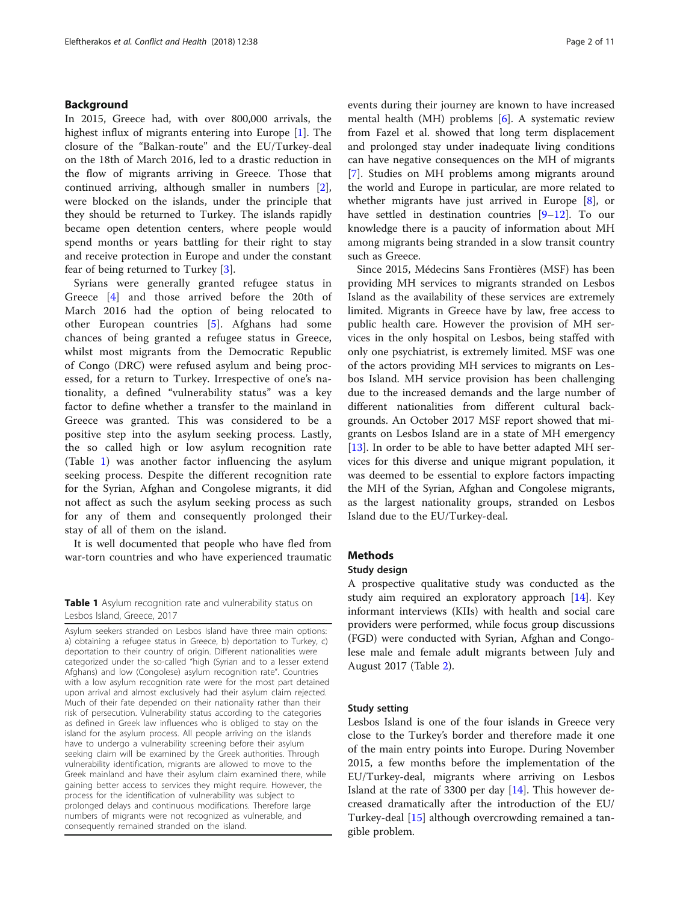## Background

In 2015, Greece had, with over 800,000 arrivals, the highest influx of migrants entering into Europe [1]. The closure of the "Balkan-route" and the EU/Turkey-deal on the 18th of March 2016, led to a drastic reduction in the flow of migrants arriving in Greece. Those that continued arriving, although smaller in numbers [2], were blocked on the islands, under the principle that they should be returned to Turkey. The islands rapidly became open detention centers, where people would spend months or years battling for their right to stay and receive protection in Europe and under the constant fear of being returned to Turkey [3].

Syrians were generally granted refugee status in Greece [4] and those arrived before the 20th of March 2016 had the option of being relocated to other European countries [5]. Afghans had some chances of being granted a refugee status in Greece, whilst most migrants from the Democratic Republic of Congo (DRC) were refused asylum and being processed, for a return to Turkey. Irrespective of one's nationality, a defined "vulnerability status" was a key factor to define whether a transfer to the mainland in Greece was granted. This was considered to be a positive step into the asylum seeking process. Lastly, the so called high or low asylum recognition rate (Table 1) was another factor influencing the asylum seeking process. Despite the different recognition rate for the Syrian, Afghan and Congolese migrants, it did not affect as such the asylum seeking process as such for any of them and consequently prolonged their stay of all of them on the island.

It is well documented that people who have fled from war-torn countries and who have experienced traumatic events during their journey are known to have increased mental health (MH) problems [6]. A systematic review from Fazel et al. showed that long term displacement and prolonged stay under inadequate living conditions can have negative consequences on the MH of migrants [7]. Studies on MH problems among migrants around the world and Europe in particular, are more related to whether migrants have just arrived in Europe [8], or have settled in destination countries [9–12]. To our knowledge there is a paucity of information about MH among migrants being stranded in a slow transit country such as Greece.

Since 2015, Médecins Sans Frontières (MSF) has been providing MH services to migrants stranded on Lesbos Island as the availability of these services are extremely limited. Migrants in Greece have by law, free access to public health care. However the provision of MH services in the only hospital on Lesbos, being staffed with only one psychiatrist, is extremely limited. MSF was one of the actors providing MH services to migrants on Lesbos Island. MH service provision has been challenging due to the increased demands and the large number of different nationalities from different cultural backgrounds. An October 2017 MSF report showed that migrants on Lesbos Island are in a state of MH emergency [13]. In order to be able to have better adapted MH services for this diverse and unique migrant population, it was deemed to be essential to explore factors impacting the MH of the Syrian, Afghan and Congolese migrants, as the largest nationality groups, stranded on Lesbos Island due to the EU/Turkey-deal.

**Table 1** Asylum recognition rate and vulnerability status on Lesbos Island, Greece, 2017

| |
|---|
| Asylum seekers stranded on Lesbos Island have three main options: a) obtaining a refugee status in Greece, b) deportation to Turkey, c) deportation to their country of origin. Different nationalities were categorized under the so-called "high (Syrian and to a lesser extend Afghans) and low (Congolese) asylum recognition rate". Countries with a low asylum recognition rate were for the most part detained upon arrival and almost exclusively had their asylum claim rejected. Much of their fate depended on their nationality rather than their risk of persecution. Vulnerability status according to the categories as defined in Greek law influences who is obliged to stay on the island for the asylum process. All people arriving on the islands have to undergo a vulnerability screening before their asylum seeking claim will be examined by the Greek authorities. Through vulnerability identification, migrants are allowed to move to the Greek mainland and have their asylum claim examined there, while gaining better access to services they might require. However, the process for the identification of vulnerability was subject to prolonged delays and continuous modifications. Therefore large numbers of migrants were not recognized as vulnerable, and consequently remained stranded on the island. |

## Methods

### Study design

A prospective qualitative study was conducted as the study aim required an exploratory approach [14]. Key informant interviews (KIIs) with health and social care providers were performed, while focus group discussions (FGD) were conducted with Syrian, Afghan and Congolese male and female adult migrants between July and August 2017 (Table 2).

### Study setting

Lesbos Island is one of the four islands in Greece very close to the Turkey's border and therefore made it one of the main entry points into Europe. During November 2015, a few months before the implementation of the EU/Turkey-deal, migrants where arriving on Lesbos Island at the rate of 3300 per day [14]. This however decreased dramatically after the introduction of the EU/Turkey-deal [15] although overcrowding remained a tangible problem.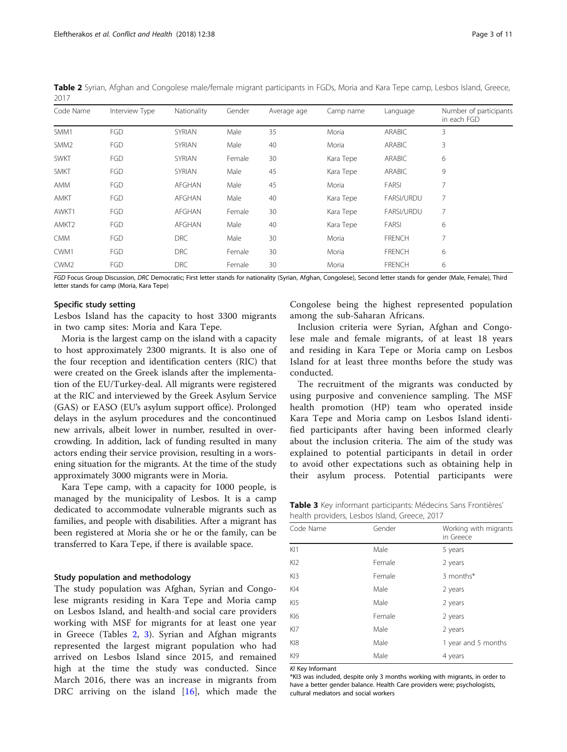**Table 2** Syrian, Afghan and Congolese male/female migrant participants in FGDs, Moria and Kara Tepe camp, Lesbos Island, Greece, 2017

| Code Name | Interview Type | Nationality | Gender | Average age | Camp name | Language | Number of participants in each FGD |
|---|---|---|---|---|---|---|---|
| SMM1 | FGD | SYRIAN | Male | 35 | Moria | ARABIC | 3 |
| SMM2 | FGD | SYRIAN | Male | 40 | Moria | ARABIC | 3 |
| SWKT | FGD | SYRIAN | Female | 30 | Kara Tepe | ARABIC | 6 |
| SMKT | FGD | SYRIAN | Male | 45 | Kara Tepe | ARABIC | 9 |
| AMM | FGD | AFGHAN | Male | 45 | Moria | FARSI | 7 |
| AMKT | FGD | AFGHAN | Male | 40 | Kara Tepe | FARSI/URDU | 7 |
| AWKT1 | FGD | AFGHAN | Female | 30 | Kara Tepe | FARSI/URDU | 7 |
| AMKT2 | FGD | AFGHAN | Male | 40 | Kara Tepe | FARSI | 6 |
| CMM | FGD | DRC | Male | 30 | Moria | FRENCH | 7 |
| CWM1 | FGD | DRC | Female | 30 | Moria | FRENCH | 6 |
| CWM2 | FGD | DRC | Female | 30 | Moria | FRENCH | 6 |

*FGD* Focus Group Discussion, *DRC* Democratic; First letter stands for nationality (Syrian, Afghan, Congolese), Second letter stands for gender (Male, Female), Third letter stands for camp (Moria, Kara Tepe)

### Specific study setting

Lesbos Island has the capacity to host 3300 migrants in two camp sites: Moria and Kara Tepe.

Moria is the largest camp on the island with a capacity to host approximately 2300 migrants. It is also one of the four reception and identification centers (RIC) that were created on the Greek islands after the implementation of the EU/Turkey-deal. All migrants were registered at the RIC and interviewed by the Greek Asylum Service (GAS) or EASO (EU's asylum support office). Prolonged delays in the asylum procedures and the concontinued new arrivals, albeit lower in number, resulted in overcrowding. In addition, lack of funding resulted in many actors ending their service provision, resulting in a worsening situation for the migrants. At the time of the study approximately 3000 migrants were in Moria.

Kara Tepe camp, with a capacity for 1000 people, is managed by the municipality of Lesbos. It is a camp dedicated to accommodate vulnerable migrants such as families, and people with disabilities. After a migrant has been registered at Moria she or he or the family, can be transferred to Kara Tepe, if there is available space.

### Study population and methodology

The study population was Afghan, Syrian and Congolese migrants residing in Kara Tepe and Moria camp on Lesbos Island, and health-and social care providers working with MSF for migrants for at least one year in Greece (Tables 2, 3). Syrian and Afghan migrants represented the largest migrant population who had arrived on Lesbos Island since 2015, and remained high at the time the study was conducted. Since March 2016, there was an increase in migrants from DRC arriving on the island [16], which made the Congolese being the highest represented population among the sub-Saharan Africans.

Inclusion criteria were Syrian, Afghan and Congolese male and female migrants, of at least 18 years and residing in Kara Tepe or Moria camp on Lesbos Island for at least three months before the study was conducted.

The recruitment of the migrants was conducted by using purposive and convenience sampling. The MSF health promotion (HP) team who operated inside Kara Tepe and Moria camp on Lesbos Island identified participants after having been informed clearly about the inclusion criteria. The aim of the study was explained to potential participants in detail in order to avoid other expectations such as obtaining help in their asylum process. Potential participants were

**Table 3** Key informant participants: Médecins Sans Frontières' health providers, Lesbos Island, Greece, 2017

| Code Name | Gender | Working with migrants in Greece |
|---|---|---|
| KI1 | Male | 5 years |
| KI2 | Female | 2 years |
| KI3 | Female | 3 months* |
| KI4 | Male | 2 years |
| KI5 | Male | 2 years |
| KI6 | Female | 2 years |
| KI7 | Male | 2 years |
| KI8 | Male | 1 year and 5 months |
| KI9 | Male | 4 years |

*KI* Key Informant

*KI3 was included, despite only 3 months working with migrants, in order to have a better gender balance. Health Care providers were; psychologists, cultural mediators and social workers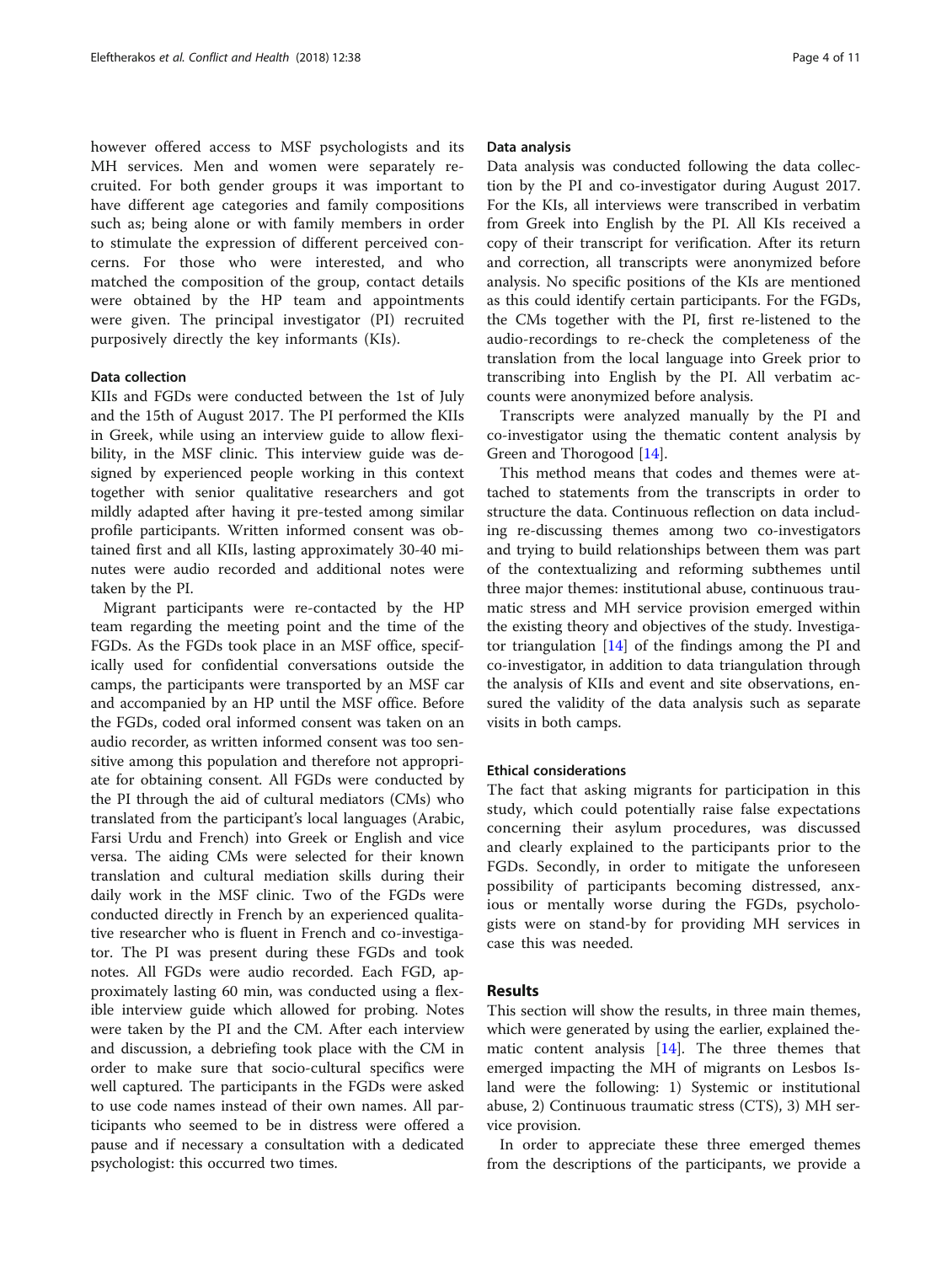however offered access to MSF psychologists and its MH services. Men and women were separately recruited. For both gender groups it was important to have different age categories and family compositions such as; being alone or with family members in order to stimulate the expression of different perceived concerns. For those who were interested, and who matched the composition of the group, contact details were obtained by the HP team and appointments were given. The principal investigator (PI) recruited purposively directly the key informants (KIs).

### Data collection

KIIs and FGDs were conducted between the 1st of July and the 15th of August 2017. The PI performed the KIIs in Greek, while using an interview guide to allow flexibility, in the MSF clinic. This interview guide was designed by experienced people working in this context together with senior qualitative researchers and got mildly adapted after having it pre-tested among similar profile participants. Written informed consent was obtained first and all KIIs, lasting approximately 30-40 minutes were audio recorded and additional notes were taken by the PI.

Migrant participants were re-contacted by the HP team regarding the meeting point and the time of the FGDs. As the FGDs took place in an MSF office, specifically used for confidential conversations outside the camps, the participants were transported by an MSF car and accompanied by an HP until the MSF office. Before the FGDs, coded oral informed consent was taken on an audio recorder, as written informed consent was too sensitive among this population and therefore not appropriate for obtaining consent. All FGDs were conducted by the PI through the aid of cultural mediators (CMs) who translated from the participant's local languages (Arabic, Farsi Urdu and French) into Greek or English and vice versa. The aiding CMs were selected for their known translation and cultural mediation skills during their daily work in the MSF clinic. Two of the FGDs were conducted directly in French by an experienced qualitative researcher who is fluent in French and co-investigator. The PI was present during these FGDs and took notes. All FGDs were audio recorded. Each FGD, approximately lasting 60 min, was conducted using a flexible interview guide which allowed for probing. Notes were taken by the PI and the CM. After each interview and discussion, a debriefing took place with the CM in order to make sure that socio-cultural specifics were well captured. The participants in the FGDs were asked to use code names instead of their own names. All participants who seemed to be in distress were offered a pause and if necessary a consultation with a dedicated psychologist: this occurred two times.

### Data analysis

Data analysis was conducted following the data collection by the PI and co-investigator during August 2017. For the KIs, all interviews were transcribed in verbatim from Greek into English by the PI. All KIs received a copy of their transcript for verification. After its return and correction, all transcripts were anonymized before analysis. No specific positions of the KIs are mentioned as this could identify certain participants. For the FGDs, the CMs together with the PI, first re-listened to the audio-recordings to re-check the completeness of the translation from the local language into Greek prior to transcribing into English by the PI. All verbatim accounts were anonymized before analysis.

Transcripts were analyzed manually by the PI and co-investigator using the thematic content analysis by Green and Thorogood [14].

This method means that codes and themes were attached to statements from the transcripts in order to structure the data. Continuous reflection on data including re-discussing themes among two co-investigators and trying to build relationships between them was part of the contextualizing and reforming subthemes until three major themes: institutional abuse, continuous traumatic stress and MH service provision emerged within the existing theory and objectives of the study. Investigator triangulation [14] of the findings among the PI and co-investigator, in addition to data triangulation through the analysis of KIIs and event and site observations, ensured the validity of the data analysis such as separate visits in both camps.

### Ethical considerations

The fact that asking migrants for participation in this study, which could potentially raise false expectations concerning their asylum procedures, was discussed and clearly explained to the participants prior to the FGDs. Secondly, in order to mitigate the unforeseen possibility of participants becoming distressed, anxious or mentally worse during the FGDs, psychologists were on stand-by for providing MH services in case this was needed.

## Results

This section will show the results, in three main themes, which were generated by using the earlier, explained thematic content analysis [14]. The three themes that emerged impacting the MH of migrants on Lesbos Island were the following: 1) Systemic or institutional abuse, 2) Continuous traumatic stress (CTS), 3) MH service provision.

In order to appreciate these three emerged themes from the descriptions of the participants, we provide a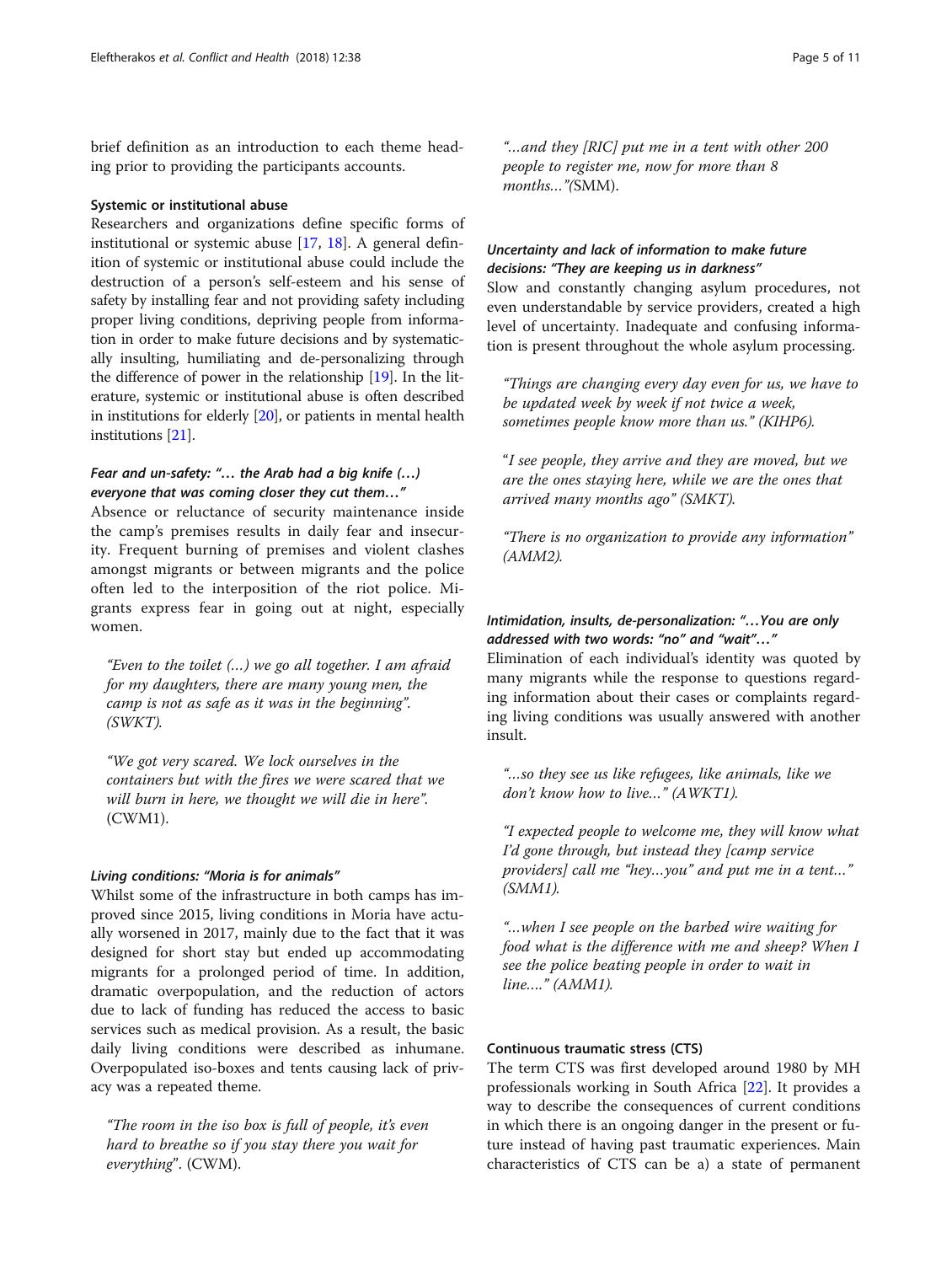brief definition as an introduction to each theme heading prior to providing the participants accounts.

### Systemic or institutional abuse

Researchers and organizations define specific forms of institutional or systemic abuse [17, 18]. A general definition of systemic or institutional abuse could include the destruction of a person's self-esteem and his sense of safety by installing fear and not providing safety including proper living conditions, depriving people from information in order to make future decisions and by systematically insulting, humiliating and de-personalizing through the difference of power in the relationship [19]. In the literature, systemic or institutional abuse is often described in institutions for elderly [20], or patients in mental health institutions [21].

#### *Fear and un-safety: "… the Arab had a big knife (…) everyone that was coming closer they cut them…"*

Absence or reluctance of security maintenance inside the camp's premises results in daily fear and insecurity. Frequent burning of premises and violent clashes amongst migrants or between migrants and the police often led to the interposition of the riot police. Migrants express fear in going out at night, especially women.

> *"Even to the toilet (…) we go all together. I am afraid for my daughters, there are many young men, the camp is not as safe as it was in the beginning". (SWKT).*

> *"We got very scared. We lock ourselves in the containers but with the fires we were scared that we will burn in here, we thought we will die in here".* (CWM1).

#### *Living conditions: "Moria is for animals"*

Whilst some of the infrastructure in both camps has improved since 2015, living conditions in Moria have actually worsened in 2017, mainly due to the fact that it was designed for short stay but ended up accommodating migrants for a prolonged period of time. In addition, dramatic overpopulation, and the reduction of actors due to lack of funding has reduced the access to basic services such as medical provision. As a result, the basic daily living conditions were described as inhumane. Overpopulated iso-boxes and tents causing lack of privacy was a repeated theme.

> *"The room in the iso box is full of people, it's even hard to breathe so if you stay there you wait for everything".* (CWM).

> *"…and they [RIC] put me in a tent with other 200 people to register me, now for more than 8 months…"*(SMM).

#### *Uncertainty and lack of information to make future decisions: "They are keeping us in darkness"*

Slow and constantly changing asylum procedures, not even understandable by service providers, created a high level of uncertainty. Inadequate and confusing information is present throughout the whole asylum processing.

> *"Things are changing every day even for us, we have to be updated week by week if not twice a week, sometimes people know more than us." (KIHP6).*

> "*I see people, they arrive and they are moved, but we are the ones staying here, while we are the ones that arrived many months ago" (SMKT).*

> *"There is no organization to provide any information" (AMM2).*

#### *Intimidation, insults, de-personalization: "…You are only addressed with two words: "no" and "wait"…"*

Elimination of each individual's identity was quoted by many migrants while the response to questions regarding information about their cases or complaints regarding living conditions was usually answered with another insult.

> *"…so they see us like refugees, like animals, like we don't know how to live…" (AWKT1).*

> *"I expected people to welcome me, they will know what I'd gone through, but instead they [camp service providers] call me "hey…you" and put me in a tent…" (SMM1).*

> *"…when I see people on the barbed wire waiting for food what is the difference with me and sheep? When I see the police beating people in order to wait in line…." (AMM1).*

### Continuous traumatic stress (CTS)

The term CTS was first developed around 1980 by MH professionals working in South Africa [22]. It provides a way to describe the consequences of current conditions in which there is an ongoing danger in the present or future instead of having past traumatic experiences. Main characteristics of CTS can be a) a state of permanent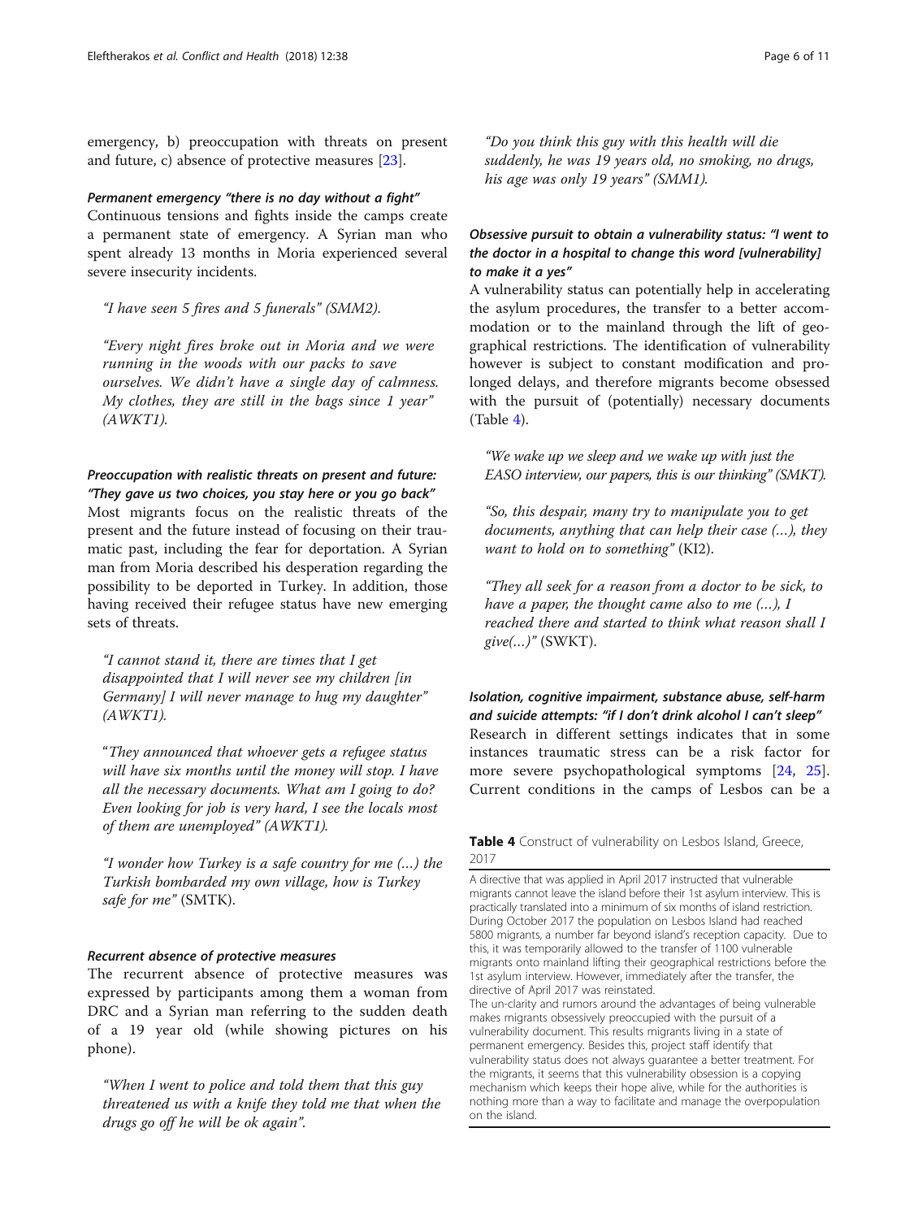emergency, b) preoccupation with threats on present and future, c) absence of protective measures [23].

#### *Permanent emergency "there is no day without a fight"*

Continuous tensions and fights inside the camps create a permanent state of emergency. A Syrian man who spent already 13 months in Moria experienced several severe insecurity incidents.

> *"I have seen 5 fires and 5 funerals" (SMM2).*

> *"Every night fires broke out in Moria and we were running in the woods with our packs to save ourselves. We didn't have a single day of calmness. My clothes, they are still in the bags since 1 year" (AWKT1).*

#### *Preoccupation with realistic threats on present and future: "They gave us two choices, you stay here or you go back"*

Most migrants focus on the realistic threats of the present and the future instead of focusing on their traumatic past, including the fear for deportation. A Syrian man from Moria described his desperation regarding the possibility to be deported in Turkey. In addition, those having received their refugee status have new emerging sets of threats.

> *"I cannot stand it, there are times that I get disappointed that I will never see my children [in Germany] I will never manage to hug my daughter" (AWKT1).*

> *"They announced that whoever gets a refugee status will have six months until the money will stop. I have all the necessary documents. What am I going to do? Even looking for job is very hard, I see the locals most of them are unemployed" (AWKT1).*

> *"I wonder how Turkey is a safe country for me (…) the Turkish bombarded my own village, how is Turkey safe for me" (SMTK).*

#### *Recurrent absence of protective measures*

The recurrent absence of protective measures was expressed by participants among them a woman from DRC and a Syrian man referring to the sudden death of a 19 year old (while showing pictures on his phone).

> *"When I went to police and told them that this guy threatened us with a knife they told me that when the drugs go off he will be ok again".*

> *"Do you think this guy with this health will die suddenly, he was 19 years old, no smoking, no drugs, his age was only 19 years" (SMM1).*

#### *Obsessive pursuit to obtain a vulnerability status: "I went to the doctor in a hospital to change this word [vulnerability] to make it a yes"*

A vulnerability status can potentially help in accelerating the asylum procedures, the transfer to a better accommodation or to the mainland through the lift of geographical restrictions. The identification of vulnerability however is subject to constant modification and prolonged delays, and therefore migrants become obsessed with the pursuit of (potentially) necessary documents (Table 4).

> *"We wake up we sleep and we wake up with just the EASO interview, our papers, this is our thinking" (SMKT).*

> *"So, this despair, many try to manipulate you to get documents, anything that can help their case (…), they want to hold on to something"* (KI2).

> *"They all seek for a reason from a doctor to be sick, to have a paper, the thought came also to me (…), I reached there and started to think what reason shall I give(…)"* (SWKT).

#### *Isolation, cognitive impairment, substance abuse, self-harm and suicide attempts: "if I don't drink alcohol I can't sleep"*

Research in different settings indicates that in some instances traumatic stress can be a risk factor for more severe psychopathological symptoms [24, 25]. Current conditions in the camps of Lesbos can be a

**Table 4** Construct of vulnerability on Lesbos Island, Greece, 2017

| |
|---|
| A directive that was applied in April 2017 instructed that vulnerable migrants cannot leave the island before their 1st asylum interview. This is practically translated into a minimum of six months of island restriction. During October 2017 the population on Lesbos Island had reached 5800 migrants, a number far beyond island's reception capacity. Due to this, it was temporarily allowed to the transfer of 1100 vulnerable migrants onto mainland lifting their geographical restrictions before the 1st asylum interview. However, immediately after the transfer, the directive of April 2017 was reinstated. |
| The un-clarity and rumors around the advantages of being vulnerable makes migrants obsessively preoccupied with the pursuit of a vulnerability document. This results migrants living in a state of permanent emergency. Besides this, project staff identify that vulnerability status does not always guarantee a better treatment. For the migrants, it seems that this vulnerability obsession is a copying mechanism which keeps their hope alive, while for the authorities is nothing more than a way to facilitate and manage the overpopulation on the island. |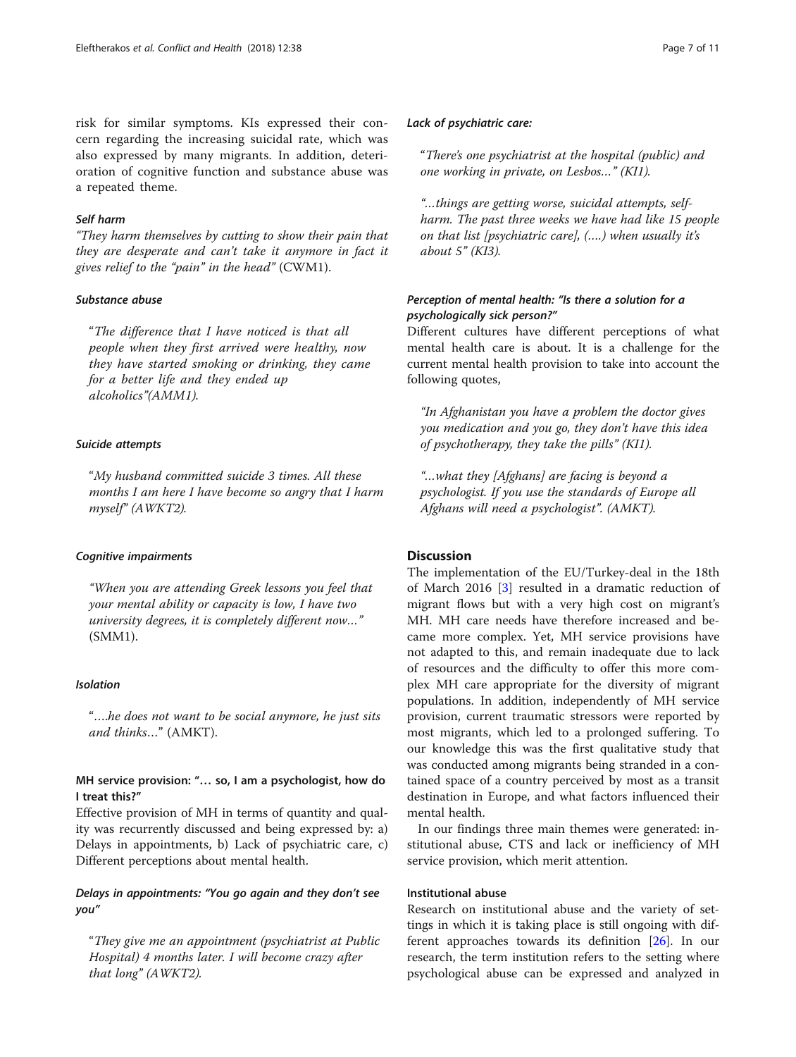risk for similar symptoms. KIs expressed their concern regarding the increasing suicidal rate, which was also expressed by many migrants. In addition, deterioration of cognitive function and substance abuse was a repeated theme.

#### *Self harm*

*"They harm themselves by cutting to show their pain that they are desperate and can't take it anymore in fact it gives relief to the "pain" in the head"* (CWM1).

#### *Substance abuse*

> "*The difference that I have noticed is that all people when they first arrived were healthy, now they have started smoking or drinking, they came for a better life and they ended up alcoholics*"*(AMM1).*

#### *Suicide attempts*

> "*My husband committed suicide 3 times. All these months I am here I have become so angry that I harm myself*" *(AWKT2).*

#### *Cognitive impairments*

> *"When you are attending Greek lessons you feel that your mental ability or capacity is low, I have two university degrees, it is completely different now…"* (SMM1).

#### *Isolation*

> "*….he does not want to be social anymore, he just sits and thinks…*" (AMKT).

### MH service provision: "… so, I am a psychologist, how do I treat this?"

Effective provision of MH in terms of quantity and quality was recurrently discussed and being expressed by: a) Delays in appointments, b) Lack of psychiatric care, c) Different perceptions about mental health.

#### *Delays in appointments: "You go again and they don't see you"*

> "*They give me an appointment (psychiatrist at Public Hospital) 4 months later. I will become crazy after that long*" *(AWKT2).*

#### *Lack of psychiatric care:*

> "*There's one psychiatrist at the hospital (public) and one working in private, on Lesbos…" (KI1).*
>
> *"…things are getting worse, suicidal attempts, self-harm. The past three weeks we have had like 15 people on that list [psychiatric care], (….) when usually it's about 5" (KI3).*

#### *Perception of mental health: "Is there a solution for a psychologically sick person?"*

Different cultures have different perceptions of what mental health care is about. It is a challenge for the current mental health provision to take into account the following quotes,

> *"In Afghanistan you have a problem the doctor gives you medication and you go, they don't have this idea of psychotherapy, they take the pills" (KI1).*
>
> *"…what they [Afghans] are facing is beyond a psychologist. If you use the standards of Europe all Afghans will need a psychologist". (AMKT).*

## Discussion

The implementation of the EU/Turkey-deal in the 18th of March 2016 [3] resulted in a dramatic reduction of migrant flows but with a very high cost on migrant's MH. MH care needs have therefore increased and became more complex. Yet, MH service provisions have not adapted to this, and remain inadequate due to lack of resources and the difficulty to offer this more complex MH care appropriate for the diversity of migrant populations. In addition, independently of MH service provision, current traumatic stressors were reported by most migrants, which led to a prolonged suffering. To our knowledge this was the first qualitative study that was conducted among migrants being stranded in a contained space of a country perceived by most as a transit destination in Europe, and what factors influenced their mental health.

In our findings three main themes were generated: institutional abuse, CTS and lack or inefficiency of MH service provision, which merit attention.

### Institutional abuse

Research on institutional abuse and the variety of settings in which it is taking place is still ongoing with different approaches towards its definition [26]. In our research, the term institution refers to the setting where psychological abuse can be expressed and analyzed in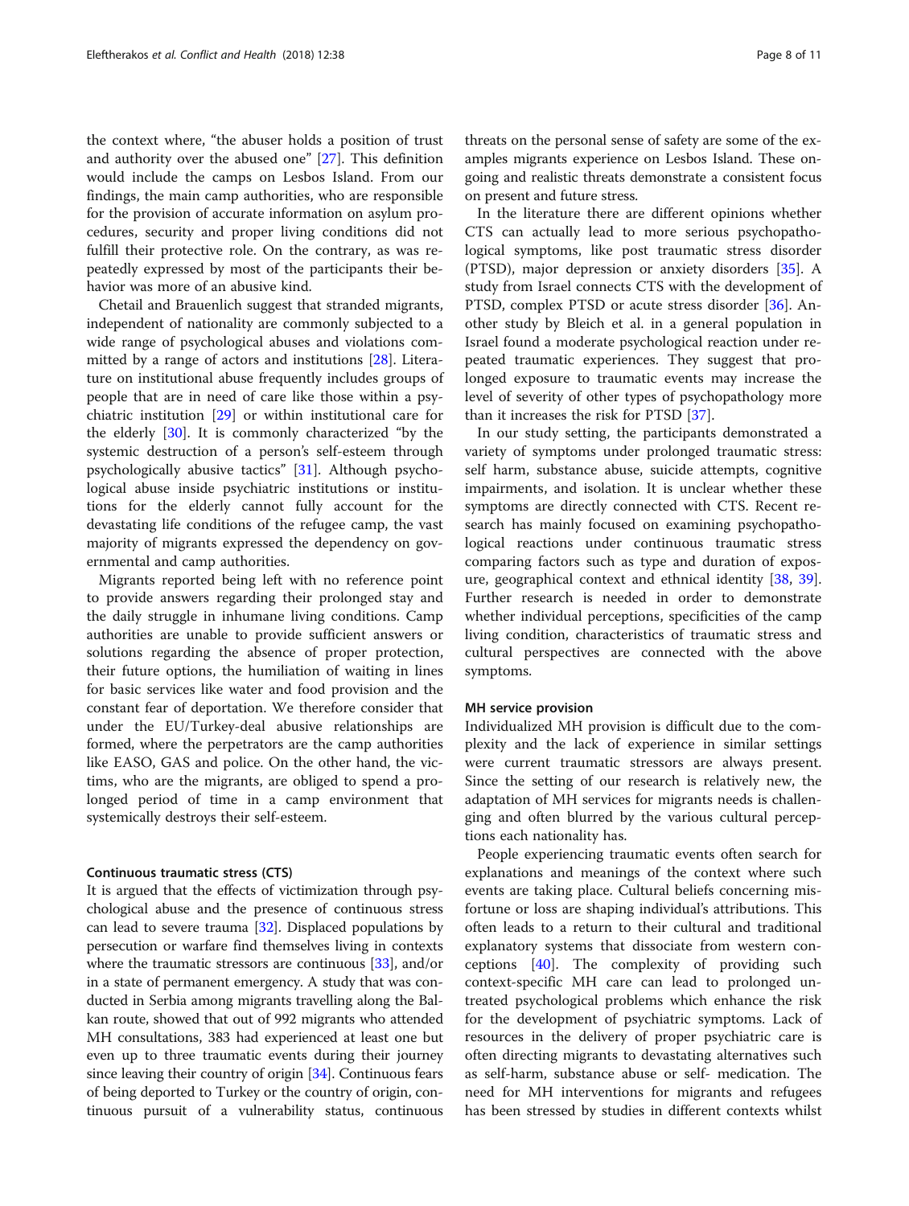the context where, "the abuser holds a position of trust and authority over the abused one" [27]. This definition would include the camps on Lesbos Island. From our findings, the main camp authorities, who are responsible for the provision of accurate information on asylum procedures, security and proper living conditions did not fulfill their protective role. On the contrary, as was repeatedly expressed by most of the participants their behavior was more of an abusive kind.

Chetail and Brauenlich suggest that stranded migrants, independent of nationality are commonly subjected to a wide range of psychological abuses and violations committed by a range of actors and institutions [28]. Literature on institutional abuse frequently includes groups of people that are in need of care like those within a psychiatric institution [29] or within institutional care for the elderly [30]. It is commonly characterized "by the systemic destruction of a person's self-esteem through psychologically abusive tactics" [31]. Although psychological abuse inside psychiatric institutions or institutions for the elderly cannot fully account for the devastating life conditions of the refugee camp, the vast majority of migrants expressed the dependency on governmental and camp authorities.

Migrants reported being left with no reference point to provide answers regarding their prolonged stay and the daily struggle in inhumane living conditions. Camp authorities are unable to provide sufficient answers or solutions regarding the absence of proper protection, their future options, the humiliation of waiting in lines for basic services like water and food provision and the constant fear of deportation. We therefore consider that under the EU/Turkey-deal abusive relationships are formed, where the perpetrators are the camp authorities like EASO, GAS and police. On the other hand, the victims, who are the migrants, are obliged to spend a prolonged period of time in a camp environment that systemically destroys their self-esteem.

#### Continuous traumatic stress (CTS)

It is argued that the effects of victimization through psychological abuse and the presence of continuous stress can lead to severe trauma [32]. Displaced populations by persecution or warfare find themselves living in contexts where the traumatic stressors are continuous [33], and/or in a state of permanent emergency. A study that was conducted in Serbia among migrants travelling along the Balkan route, showed that out of 992 migrants who attended MH consultations, 383 had experienced at least one but even up to three traumatic events during their journey since leaving their country of origin [34]. Continuous fears of being deported to Turkey or the country of origin, continuous pursuit of a vulnerability status, continuous threats on the personal sense of safety are some of the examples migrants experience on Lesbos Island. These ongoing and realistic threats demonstrate a consistent focus on present and future stress.

In the literature there are different opinions whether CTS can actually lead to more serious psychopathological symptoms, like post traumatic stress disorder (PTSD), major depression or anxiety disorders [35]. A study from Israel connects CTS with the development of PTSD, complex PTSD or acute stress disorder [36]. Another study by Bleich et al. in a general population in Israel found a moderate psychological reaction under repeated traumatic experiences. They suggest that prolonged exposure to traumatic events may increase the level of severity of other types of psychopathology more than it increases the risk for PTSD [37].

In our study setting, the participants demonstrated a variety of symptoms under prolonged traumatic stress: self harm, substance abuse, suicide attempts, cognitive impairments, and isolation. It is unclear whether these symptoms are directly connected with CTS. Recent research has mainly focused on examining psychopathological reactions under continuous traumatic stress comparing factors such as type and duration of exposure, geographical context and ethnical identity [38, 39]. Further research is needed in order to demonstrate whether individual perceptions, specificities of the camp living condition, characteristics of traumatic stress and cultural perspectives are connected with the above symptoms.

#### MH service provision

Individualized MH provision is difficult due to the complexity and the lack of experience in similar settings were current traumatic stressors are always present. Since the setting of our research is relatively new, the adaptation of MH services for migrants needs is challenging and often blurred by the various cultural perceptions each nationality has.

People experiencing traumatic events often search for explanations and meanings of the context where such events are taking place. Cultural beliefs concerning misfortune or loss are shaping individual's attributions. This often leads to a return to their cultural and traditional explanatory systems that dissociate from western conceptions [40]. The complexity of providing such context-specific MH care can lead to prolonged untreated psychological problems which enhance the risk for the development of psychiatric symptoms. Lack of resources in the delivery of proper psychiatric care is often directing migrants to devastating alternatives such as self-harm, substance abuse or self- medication. The need for MH interventions for migrants and refugees has been stressed by studies in different contexts whilst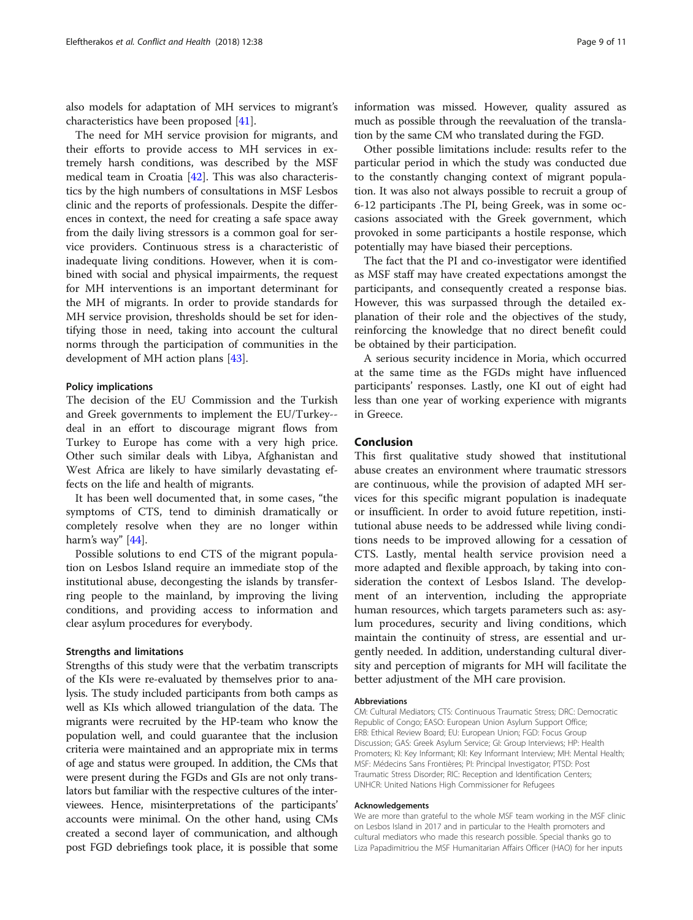also models for adaptation of MH services to migrant's characteristics have been proposed [41].

The need for MH service provision for migrants, and their efforts to provide access to MH services in extremely harsh conditions, was described by the MSF medical team in Croatia [42]. This was also characteristics by the high numbers of consultations in MSF Lesbos clinic and the reports of professionals. Despite the differences in context, the need for creating a safe space away from the daily living stressors is a common goal for service providers. Continuous stress is a characteristic of inadequate living conditions. However, when it is combined with social and physical impairments, the request for MH interventions is an important determinant for the MH of migrants. In order to provide standards for MH service provision, thresholds should be set for identifying those in need, taking into account the cultural norms through the participation of communities in the development of MH action plans [43].

### Policy implications

The decision of the EU Commission and the Turkish and Greek governments to implement the EU/Turkey--deal in an effort to discourage migrant flows from Turkey to Europe has come with a very high price. Other such similar deals with Libya, Afghanistan and West Africa are likely to have similarly devastating effects on the life and health of migrants.

It has been well documented that, in some cases, "the symptoms of CTS, tend to diminish dramatically or completely resolve when they are no longer within harm's way" [44].

Possible solutions to end CTS of the migrant population on Lesbos Island require an immediate stop of the institutional abuse, decongesting the islands by transferring people to the mainland, by improving the living conditions, and providing access to information and clear asylum procedures for everybody.

### Strengths and limitations

Strengths of this study were that the verbatim transcripts of the KIs were re-evaluated by themselves prior to analysis. The study included participants from both camps as well as KIs which allowed triangulation of the data. The migrants were recruited by the HP-team who know the population well, and could guarantee that the inclusion criteria were maintained and an appropriate mix in terms of age and status were grouped. In addition, the CMs that were present during the FGDs and GIs are not only translators but familiar with the respective cultures of the interviewees. Hence, misinterpretations of the participants' accounts were minimal. On the other hand, using CMs created a second layer of communication, and although post FGD debriefings took place, it is possible that some information was missed. However, quality assured as much as possible through the reevaluation of the translation by the same CM who translated during the FGD.

Other possible limitations include: results refer to the particular period in which the study was conducted due to the constantly changing context of migrant population. It was also not always possible to recruit a group of 6-12 participants .The PI, being Greek, was in some occasions associated with the Greek government, which provoked in some participants a hostile response, which potentially may have biased their perceptions.

The fact that the PI and co-investigator were identified as MSF staff may have created expectations amongst the participants, and consequently created a response bias. However, this was surpassed through the detailed explanation of their role and the objectives of the study, reinforcing the knowledge that no direct benefit could be obtained by their participation.

A serious security incidence in Moria, which occurred at the same time as the FGDs might have influenced participants' responses. Lastly, one KI out of eight had less than one year of working experience with migrants in Greece.

## Conclusion

This first qualitative study showed that institutional abuse creates an environment where traumatic stressors are continuous, while the provision of adapted MH services for this specific migrant population is inadequate or insufficient. In order to avoid future repetition, institutional abuse needs to be addressed while living conditions needs to be improved allowing for a cessation of CTS. Lastly, mental health service provision need a more adapted and flexible approach, by taking into consideration the context of Lesbos Island. The development of an intervention, including the appropriate human resources, which targets parameters such as: asylum procedures, security and living conditions, which maintain the continuity of stress, are essential and urgently needed. In addition, understanding cultural diversity and perception of migrants for MH will facilitate the better adjustment of the MH care provision.

#### Abbreviations

CM: Cultural Mediators; CTS: Continuous Traumatic Stress; DRC: Democratic Republic of Congo; EASO: European Union Asylum Support Office; ERB: Ethical Review Board; EU: European Union; FGD: Focus Group Discussion; GAS: Greek Asylum Service; GI: Group Interviews; HP: Health Promoters; KI: Key Informant; KII: Key Informant Interview; MH: Mental Health; MSF: Médecins Sans Frontières; PI: Principal Investigator; PTSD: Post Traumatic Stress Disorder; RIC: Reception and Identification Centers; UNHCR: United Nations High Commissioner for Refugees

#### Acknowledgements

We are more than grateful to the whole MSF team working in the MSF clinic on Lesbos Island in 2017 and in particular to the Health promoters and cultural mediators who made this research possible. Special thanks go to Liza Papadimitriou the MSF Humanitarian Affairs Officer (HAO) for her inputs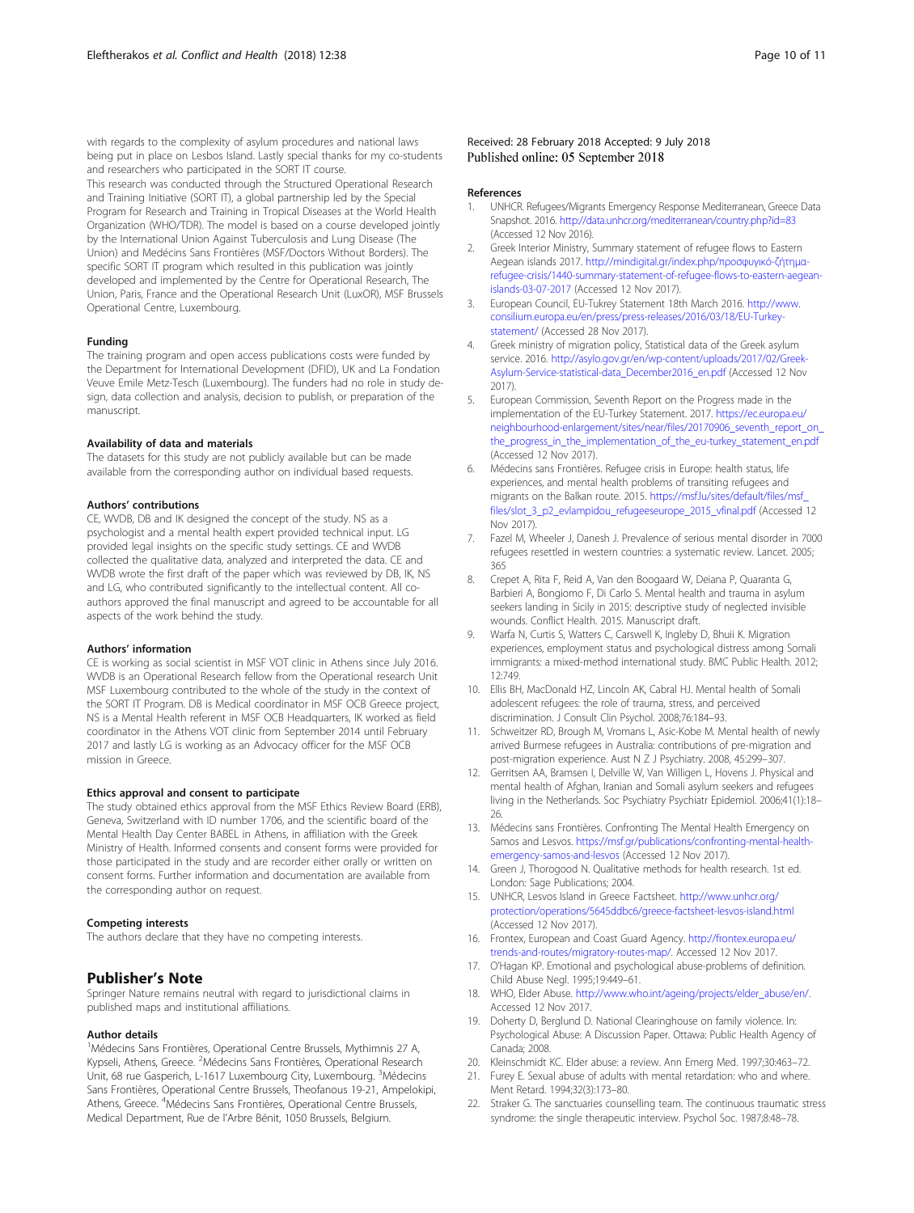with regards to the complexity of asylum procedures and national laws being put in place on Lesbos Island. Lastly special thanks for my co-students and researchers who participated in the SORT IT course.

This research was conducted through the Structured Operational Research and Training Initiative (SORT IT), a global partnership led by the Special Program for Research and Training in Tropical Diseases at the World Health Organization (WHO/TDR). The model is based on a course developed jointly by the International Union Against Tuberculosis and Lung Disease (The Union) and Medécins Sans Frontières (MSF/Doctors Without Borders). The specific SORT IT program which resulted in this publication was jointly developed and implemented by the Centre for Operational Research, The Union, Paris, France and the Operational Research Unit (LuxOR), MSF Brussels Operational Centre, Luxembourg.

#### Funding

The training program and open access publications costs were funded by the Department for International Development (DFID), UK and La Fondation Veuve Emile Metz-Tesch (Luxembourg). The funders had no role in study design, data collection and analysis, decision to publish, or preparation of the manuscript.

#### Availability of data and materials

The datasets for this study are not publicly available but can be made available from the corresponding author on individual based requests.

#### Authors' contributions

CE, WVDB, DB and IK designed the concept of the study. NS as a psychologist and a mental health expert provided technical input. LG provided legal insights on the specific study settings. CE and WVDB collected the qualitative data, analyzed and interpreted the data. CE and WVDB wrote the first draft of the paper which was reviewed by DB, IK, NS and LG, who contributed significantly to the intellectual content. All co-authors approved the final manuscript and agreed to be accountable for all aspects of the work behind the study.

#### Authors' information

CE is working as social scientist in MSF VOT clinic in Athens since July 2016. WVDB is an Operational Research fellow from the Operational research Unit MSF Luxembourg contributed to the whole of the study in the context of the SORT IT Program. DB is Medical coordinator in MSF OCB Greece project, NS is a Mental Health referent in MSF OCB Headquarters, IK worked as field coordinator in the Athens VOT clinic from September 2014 until February 2017 and lastly LG is working as an Advocacy officer for the MSF OCB mission in Greece.

#### Ethics approval and consent to participate

The study obtained ethics approval from the MSF Ethics Review Board (ERB), Geneva, Switzerland with ID number 1706, and the scientific board of the Mental Health Day Center BABEL in Athens, in affiliation with the Greek Ministry of Health. Informed consents and consent forms were provided for those participated in the study and are recorder either orally or written on consent forms. Further information and documentation are available from the corresponding author on request.

#### Competing interests

The authors declare that they have no competing interests.

## Publisher's Note

Springer Nature remains neutral with regard to jurisdictional claims in published maps and institutional affiliations.

#### Author details

[1]Médecins Sans Frontières, Operational Centre Brussels, Mythimnis 27 A, Kypseli, Athens, Greece. [2]Médecins Sans Frontières, Operational Research Unit, 68 rue Gasperich, L-1617 Luxembourg City, Luxembourg. [3]Médecins Sans Frontières, Operational Centre Brussels, Theofanous 19-21, Ampelokipi, Athens, Greece. [4]Médecins Sans Frontières, Operational Centre Brussels, Medical Department, Rue de l'Arbre Bénit, 1050 Brussels, Belgium.

Received: 28 February 2018 Accepted: 9 July 2018
Published online: 05 September 2018

#### References

1. UNHCR. Refugees/Migrants Emergency Response Mediterranean, Greece Data Snapshot. 2016. http://data.unhcr.org/mediterranean/country.php?id=83 (Accessed 12 Nov 2016).
2. Greek Interior Ministry, Summary statement of refugee flows to Eastern Aegean islands 2017. http://mindigital.gr/index.php/προσφυγικό-ζήτημα-refugee-crisis/1440-summary-statement-of-refugee-flows-to-eastern-aegean-islands-03-07-2017 (Accessed 12 Nov 2017).
3. European Council, EU-Tukrey Statement 18th March 2016. http://www.consilium.europa.eu/en/press/press-releases/2016/03/18/EU-Turkey-statement/ (Accessed 28 Nov 2017).
4. Greek ministry of migration policy, Statistical data of the Greek asylum service. 2016. http://asylo.gov.gr/en/wp-content/uploads/2017/02/Greek-Asylum-Service-statistical-data_December2016_en.pdf (Accessed 12 Nov 2017).
5. European Commission, Seventh Report on the Progress made in the implementation of the EU-Turkey Statement. 2017. https://ec.europa.eu/neighbourhood-enlargement/sites/near/files/20170906_seventh_report_on_the_progress_in_the_implementation_of_the_eu-turkey_statement_en.pdf (Accessed 12 Nov 2017).
6. Médecins sans Frontières. Refugee crisis in Europe: health status, life experiences, and mental health problems of transiting refugees and migrants on the Balkan route. 2015. https://msf.lu/sites/default/files/msf_files/slot_3_p2_evlampidou_refugeeseurope_2015_vfinal.pdf (Accessed 12 Nov 2017).
7. Fazel M, Wheeler J, Danesh J. Prevalence of serious mental disorder in 7000 refugees resettled in western countries: a systematic review. Lancet. 2005; 365
8. Crepet A, Rita F, Reid A, Van den Boogaard W, Deiana P, Quaranta G, Barbieri A, Bongiomo F, Di Carlo S. Mental health and trauma in asylum seekers landing in Sicily in 2015: descriptive study of neglected invisible wounds. Conflict Health. 2015. Manuscript draft.
9. Warfa N, Curtis S, Watters C, Carswell K, Ingleby D, Bhuii K. Migration experiences, employment status and psychological distress among Somali immigrants: a mixed-method international study. BMC Public Health. 2012; 12:749.
10. Ellis BH, MacDonald HZ, Lincoln AK, Cabral HJ. Mental health of Somali adolescent refugees: the role of trauma, stress, and perceived discrimination. J Consult Clin Psychol. 2008;76:184–93.
11. Schweitzer RD, Brough M, Vromans L, Asic-Kobe M. Mental health of newly arrived Burmese refugees in Australia: contributions of pre-migration and post-migration experience. Aust N Z J Psychiatry. 2008, 45:299–307.
12. Gerritsen AA, Bramsen I, Delville W, Van Willigen L, Hovens J. Physical and mental health of Afghan, Iranian and Somali asylum seekers and refugees living in the Netherlands. Soc Psychiatry Psychiatr Epidemiol. 2006;41(1):18–26.
13. Médecins sans Frontières. Confronting The Mental Health Emergency on Samos and Lesvos. https://msf.gr/publications/confronting-mental-health-emergency-samos-and-lesvos (Accessed 12 Nov 2017).
14. Green J, Thorogood N. Qualitative methods for health research. 1st ed. London: Sage Publications; 2004.
15. UNHCR, Lesvos Island in Greece Factsheet. http://www.unhcr.org/protection/operations/5645ddbc6/greece-factsheet-lesvos-island.html (Accessed 12 Nov 2017).
16. Frontex, European and Coast Guard Agency. http://frontex.europa.eu/trends-and-routes/migratory-routes-map/. Accessed 12 Nov 2017.
17. O'Hagan KP. Emotional and psychological abuse-problems of definition. Child Abuse Negl. 1995;19:449–61.
18. WHO, Elder Abuse. http://www.who.int/ageing/projects/elder_abuse/en/. Accessed 12 Nov 2017.
19. Doherty D, Berglund D. National Clearinghouse on family violence. In: Psychological Abuse: A Discussion Paper. Ottawa: Public Health Agency of Canada; 2008.
20. Kleinschmidt KC. Elder abuse: a review. Ann Emerg Med. 1997;30:463–72.
21. Furey E. Sexual abuse of adults with mental retardation: who and where. Ment Retard. 1994;32(3):173–80.
22. Straker G. The sanctuaries counselling team. The continuous traumatic stress syndrome: the single therapeutic interview. Psychol Soc. 1987;8:48–78.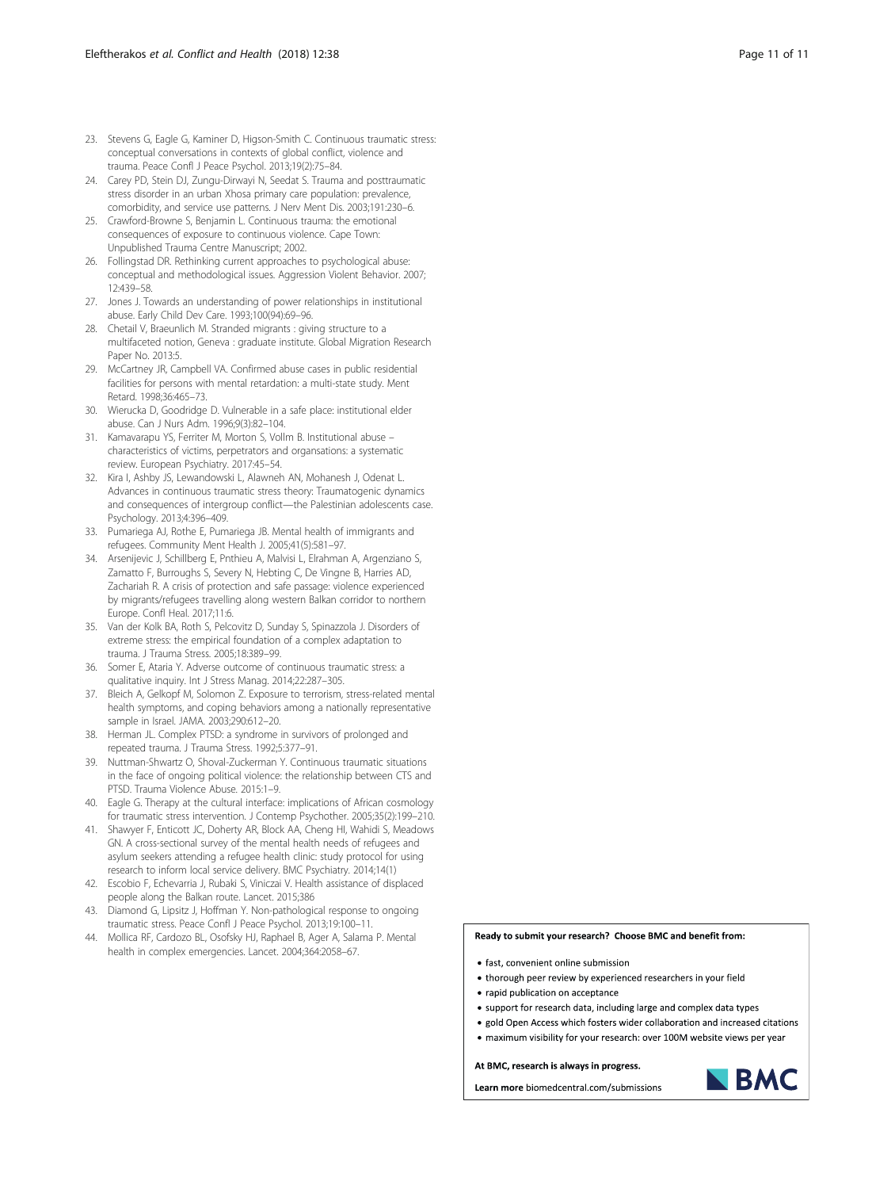23. Stevens G, Eagle G, Kaminer D, Higson-Smith C. Continuous traumatic stress: conceptual conversations in contexts of global conflict, violence and trauma. Peace Confl J Peace Psychol. 2013;19(2):75–84.
24. Carey PD, Stein DJ, Zungu-Dirwayi N, Seedat S. Trauma and posttraumatic stress disorder in an urban Xhosa primary care population: prevalence, comorbidity, and service use patterns. J Nerv Ment Dis. 2003;191:230–6.
25. Crawford-Browne S, Benjamin L. Continuous trauma: the emotional consequences of exposure to continuous violence. Cape Town: Unpublished Trauma Centre Manuscript; 2002.
26. Follingstad DR. Rethinking current approaches to psychological abuse: conceptual and methodological issues. Aggression Violent Behavior. 2007; 12:439–58.
27. Jones J. Towards an understanding of power relationships in institutional abuse. Early Child Dev Care. 1993;100(94):69–96.
28. Chetail V, Braeunlich M. Stranded migrants : giving structure to a multifaceted notion, Geneva : graduate institute. Global Migration Research Paper No. 2013:5.
29. McCartney JR, Campbell VA. Confirmed abuse cases in public residential facilities for persons with mental retardation: a multi-state study. Ment Retard. 1998;36:465–73.
30. Wierucka D, Goodridge D. Vulnerable in a safe place: institutional elder abuse. Can J Nurs Adm. 1996;9(3):82–104.
31. Kamavarapu YS, Ferriter M, Morton S, Vollm B. Institutional abuse – characteristics of victims, perpetrators and organsations: a systematic review. European Psychiatry. 2017:45–54.
32. Kira I, Ashby JS, Lewandowski L, Alawneh AN, Mohanesh J, Odenat L. Advances in continuous traumatic stress theory: Traumatogenic dynamics and consequences of intergroup conflict—the Palestinian adolescents case. Psychology. 2013;4:396–409.
33. Pumariega AJ, Rothe E, Pumariega JB. Mental health of immigrants and refugees. Community Ment Health J. 2005;41(5):581–97.
34. Arsenijevic J, Schillberg E, Pnthieu A, Malvisi L, Elrahman A, Argenziano S, Zamatto F, Burroughs S, Severy N, Hebting C, De Vingne B, Harries AD, Zachariah R. A crisis of protection and safe passage: violence experienced by migrants/refugees travelling along western Balkan corridor to northern Europe. Confl Heal. 2017;11:6.
35. Van der Kolk BA, Roth S, Pelcovitz D, Sunday S, Spinazzola J. Disorders of extreme stress: the empirical foundation of a complex adaptation to trauma. J Trauma Stress. 2005;18:389–99.
36. Somer E, Ataria Y. Adverse outcome of continuous traumatic stress: a qualitative inquiry. Int J Stress Manag. 2014;22:287–305.
37. Bleich A, Gelkopf M, Solomon Z. Exposure to terrorism, stress-related mental health symptoms, and coping behaviors among a nationally representative sample in Israel. JAMA. 2003;290:612–20.
38. Herman JL. Complex PTSD: a syndrome in survivors of prolonged and repeated trauma. J Trauma Stress. 1992;5:377–91.
39. Nuttman-Shwartz O, Shoval-Zuckerman Y. Continuous traumatic situations in the face of ongoing political violence: the relationship between CTS and PTSD. Trauma Violence Abuse. 2015:1–9.
40. Eagle G. Therapy at the cultural interface: implications of African cosmology for traumatic stress intervention. J Contemp Psychother. 2005;35(2):199–210.
41. Shawyer F, Enticott JC, Doherty AR, Block AA, Cheng HI, Wahidi S, Meadows GN. A cross-sectional survey of the mental health needs of refugees and asylum seekers attending a refugee health clinic: study protocol for using research to inform local service delivery. BMC Psychiatry. 2014;14(1)
42. Escobio F, Echevarria J, Rubaki S, Viniczai V. Health assistance of displaced people along the Balkan route. Lancet. 2015;386
43. Diamond G, Lipsitz J, Hoffman Y. Non-pathological response to ongoing traumatic stress. Peace Confl J Peace Psychol. 2013;19:100–11.
44. Mollica RF, Cardozo BL, Osofsky HJ, Raphael B, Ager A, Salama P. Mental health in complex emergencies. Lancet. 2004;364:2058–67.

**Ready to submit your research? Choose BMC and benefit from:**

- fast, convenient online submission
- thorough peer review by experienced researchers in your field
- rapid publication on acceptance
- support for research data, including large and complex data types
- gold Open Access which fosters wider collaboration and increased citations
- maximum visibility for your research: over 100M website views per year

**At BMC, research is always in progress.**

**Learn more** biomedcentral.com/submissions

BMC